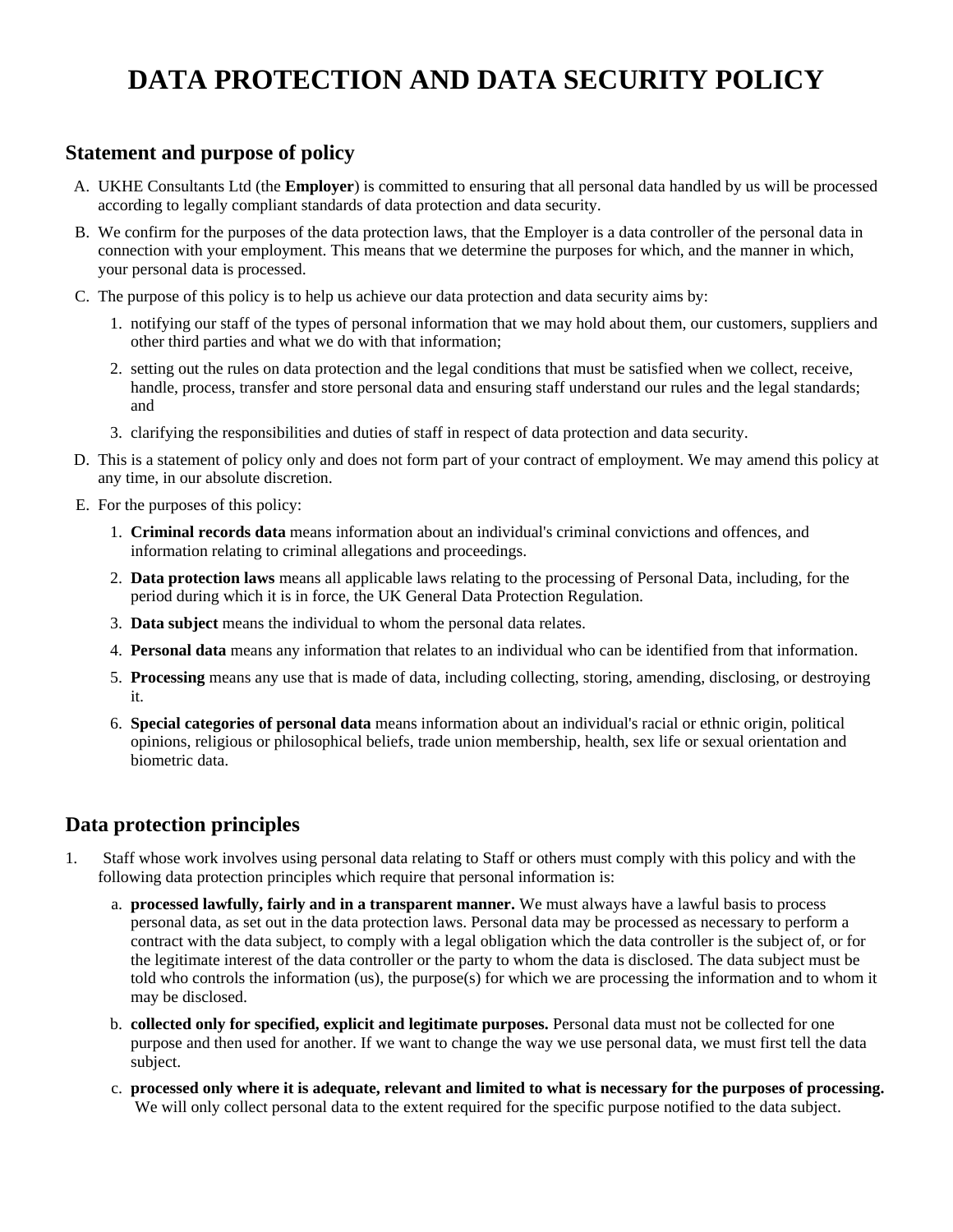# DATA PROTECTION AND DATA SECURITY POLICY

## Statement and purpose of policy

A. UKHE Consultants Ltd (the **Employer**) is committed to ensuring that all personal data handled by us will be processed according to legally compliant standards of data protection and data security.

B. We confirm for the purposes of the data protection laws, that the Employer is a data controller of the personal data in connection with your employment. This means that we determine the purposes for which, and the manner in which, your personal data is processed.

C. The purpose of this policy is to help us achieve our data protection and data security aims by:

   1. notifying our staff of the types of personal information that we may hold about them, our customers, suppliers and other third parties and what we do with that information;

   2. setting out the rules on data protection and the legal conditions that must be satisfied when we collect, receive, handle, process, transfer and store personal data and ensuring staff understand our rules and the legal standards; and

   3. clarifying the responsibilities and duties of staff in respect of data protection and data security.

D. This is a statement of policy only and does not form part of your contract of employment. We may amend this policy at any time, in our absolute discretion.

E. For the purposes of this policy:

   1. **Criminal records data** means information about an individual's criminal convictions and offences, and information relating to criminal allegations and proceedings.

   2. **Data protection laws** means all applicable laws relating to the processing of Personal Data, including, for the period during which it is in force, the UK General Data Protection Regulation.

   3. **Data subject** means the individual to whom the personal data relates.

   4. **Personal data** means any information that relates to an individual who can be identified from that information.

   5. **Processing** means any use that is made of data, including collecting, storing, amending, disclosing, or destroying it.

   6. **Special categories of personal data** means information about an individual's racial or ethnic origin, political opinions, religious or philosophical beliefs, trade union membership, health, sex life or sexual orientation and biometric data.

## Data protection principles

1. Staff whose work involves using personal data relating to Staff or others must comply with this policy and with the following data protection principles which require that personal information is:

   a. **processed lawfully, fairly and in a transparent manner.** We must always have a lawful basis to process personal data, as set out in the data protection laws. Personal data may be processed as necessary to perform a contract with the data subject, to comply with a legal obligation which the data controller is the subject of, or for the legitimate interest of the data controller or the party to whom the data is disclosed. The data subject must be told who controls the information (us), the purpose(s) for which we are processing the information and to whom it may be disclosed.

   b. **collected only for specified, explicit and legitimate purposes.** Personal data must not be collected for one purpose and then used for another. If we want to change the way we use personal data, we must first tell the data subject.

   c. **processed only where it is adequate, relevant and limited to what is necessary for the purposes of processing.** We will only collect personal data to the extent required for the specific purpose notified to the data subject.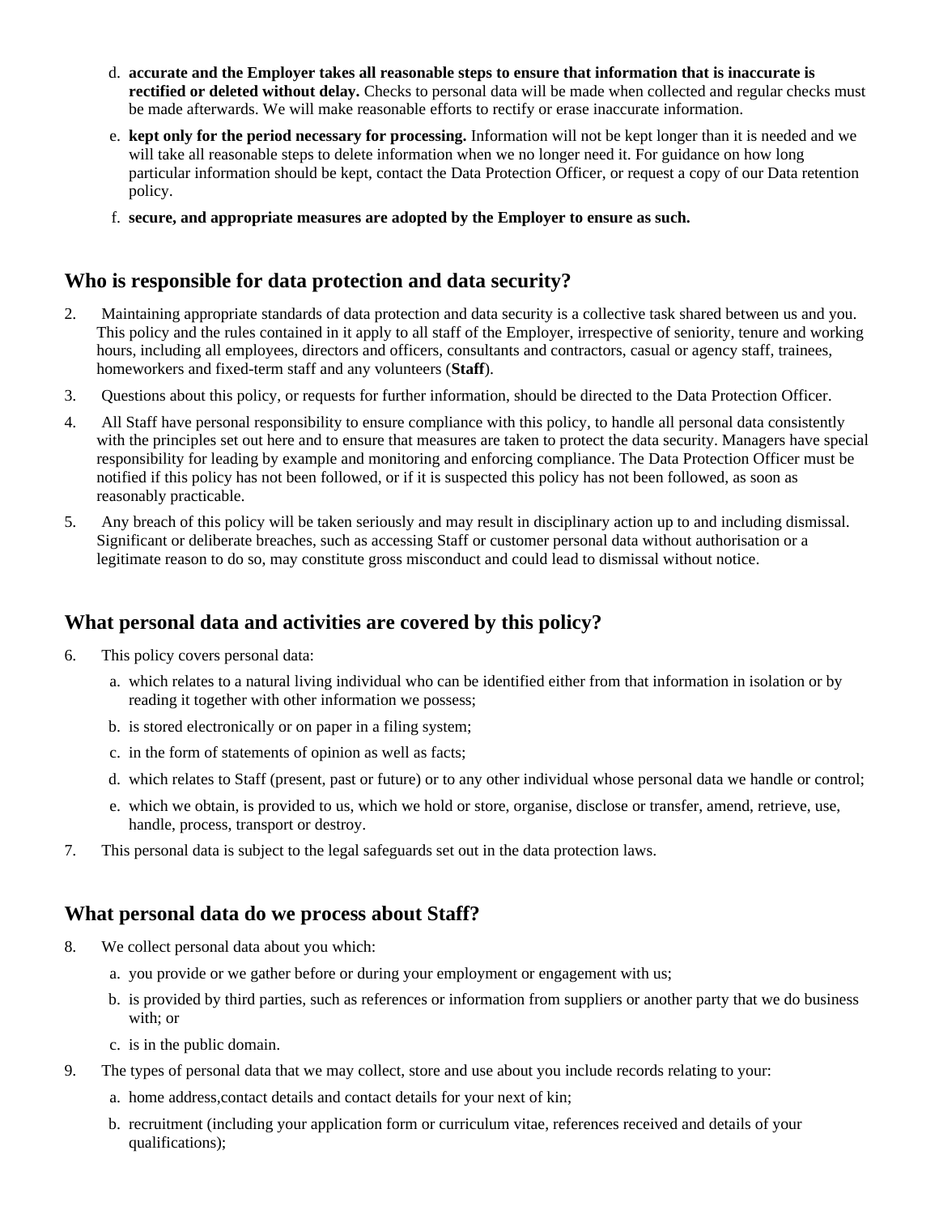d. **accurate and the Employer takes all reasonable steps to ensure that information that is inaccurate is rectified or deleted without delay.** Checks to personal data will be made when collected and regular checks must be made afterwards. We will make reasonable efforts to rectify or erase inaccurate information.

e. **kept only for the period necessary for processing.** Information will not be kept longer than it is needed and we will take all reasonable steps to delete information when we no longer need it. For guidance on how long particular information should be kept, contact the Data Protection Officer, or request a copy of our Data retention policy.

f. **secure, and appropriate measures are adopted by the Employer to ensure as such.**

## Who is responsible for data protection and data security?

2. Maintaining appropriate standards of data protection and data security is a collective task shared between us and you. This policy and the rules contained in it apply to all staff of the Employer, irrespective of seniority, tenure and working hours, including all employees, directors and officers, consultants and contractors, casual or agency staff, trainees, homeworkers and fixed-term staff and any volunteers (**Staff**).

3. Questions about this policy, or requests for further information, should be directed to the Data Protection Officer.

4. All Staff have personal responsibility to ensure compliance with this policy, to handle all personal data consistently with the principles set out here and to ensure that measures are taken to protect the data security. Managers have special responsibility for leading by example and monitoring and enforcing compliance. The Data Protection Officer must be notified if this policy has not been followed, or if it is suspected this policy has not been followed, as soon as reasonably practicable.

5. Any breach of this policy will be taken seriously and may result in disciplinary action up to and including dismissal. Significant or deliberate breaches, such as accessing Staff or customer personal data without authorisation or a legitimate reason to do so, may constitute gross misconduct and could lead to dismissal without notice.

## What personal data and activities are covered by this policy?

6. This policy covers personal data:

   a. which relates to a natural living individual who can be identified either from that information in isolation or by reading it together with other information we possess;

   b. is stored electronically or on paper in a filing system;

   c. in the form of statements of opinion as well as facts;

   d. which relates to Staff (present, past or future) or to any other individual whose personal data we handle or control;

   e. which we obtain, is provided to us, which we hold or store, organise, disclose or transfer, amend, retrieve, use, handle, process, transport or destroy.

7. This personal data is subject to the legal safeguards set out in the data protection laws.

## What personal data do we process about Staff?

8. We collect personal data about you which:

   a. you provide or we gather before or during your employment or engagement with us;

   b. is provided by third parties, such as references or information from suppliers or another party that we do business with; or

   c. is in the public domain.

9. The types of personal data that we may collect, store and use about you include records relating to your:

   a. home address,contact details and contact details for your next of kin;

   b. recruitment (including your application form or curriculum vitae, references received and details of your qualifications);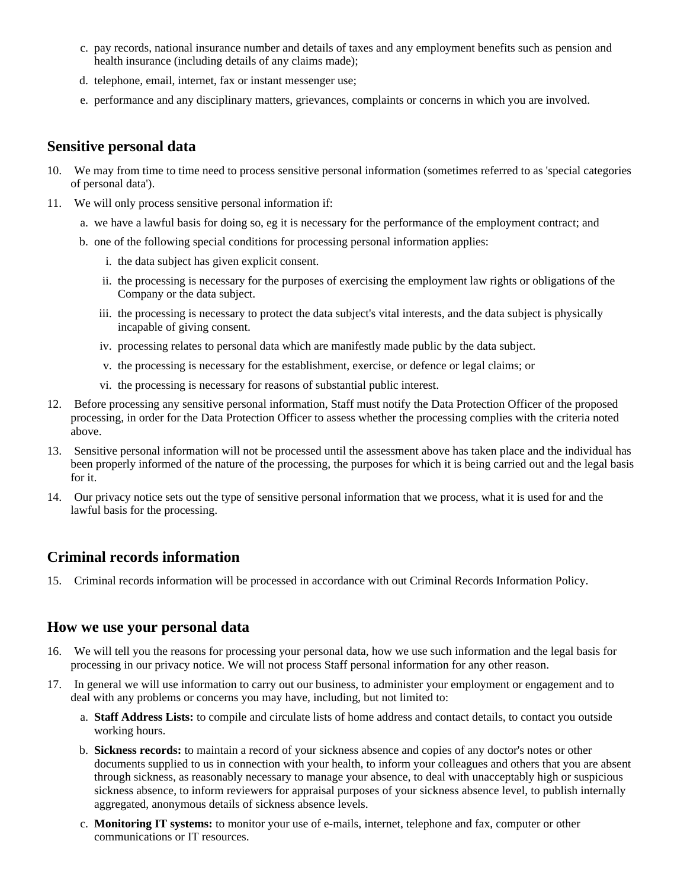c. pay records, national insurance number and details of taxes and any employment benefits such as pension and health insurance (including details of any claims made);

d. telephone, email, internet, fax or instant messenger use;

e. performance and any disciplinary matters, grievances, complaints or concerns in which you are involved.

## Sensitive personal data

10. We may from time to time need to process sensitive personal information (sometimes referred to as 'special categories of personal data').

11. We will only process sensitive personal information if:

    a. we have a lawful basis for doing so, eg it is necessary for the performance of the employment contract; and

    b. one of the following special conditions for processing personal information applies:

        i. the data subject has given explicit consent.

        ii. the processing is necessary for the purposes of exercising the employment law rights or obligations of the Company or the data subject.

        iii. the processing is necessary to protect the data subject's vital interests, and the data subject is physically incapable of giving consent.

        iv. processing relates to personal data which are manifestly made public by the data subject.

        v. the processing is necessary for the establishment, exercise, or defence or legal claims; or

        vi. the processing is necessary for reasons of substantial public interest.

12. Before processing any sensitive personal information, Staff must notify the Data Protection Officer of the proposed processing, in order for the Data Protection Officer to assess whether the processing complies with the criteria noted above.

13. Sensitive personal information will not be processed until the assessment above has taken place and the individual has been properly informed of the nature of the processing, the purposes for which it is being carried out and the legal basis for it.

14. Our privacy notice sets out the type of sensitive personal information that we process, what it is used for and the lawful basis for the processing.

## Criminal records information

15. Criminal records information will be processed in accordance with out Criminal Records Information Policy.

## How we use your personal data

16. We will tell you the reasons for processing your personal data, how we use such information and the legal basis for processing in our privacy notice. We will not process Staff personal information for any other reason.

17. In general we will use information to carry out our business, to administer your employment or engagement and to deal with any problems or concerns you may have, including, but not limited to:

    a. **Staff Address Lists:** to compile and circulate lists of home address and contact details, to contact you outside working hours.

    b. **Sickness records:** to maintain a record of your sickness absence and copies of any doctor's notes or other documents supplied to us in connection with your health, to inform your colleagues and others that you are absent through sickness, as reasonably necessary to manage your absence, to deal with unacceptably high or suspicious sickness absence, to inform reviewers for appraisal purposes of your sickness absence level, to publish internally aggregated, anonymous details of sickness absence levels.

    c. **Monitoring IT systems:** to monitor your use of e-mails, internet, telephone and fax, computer or other communications or IT resources.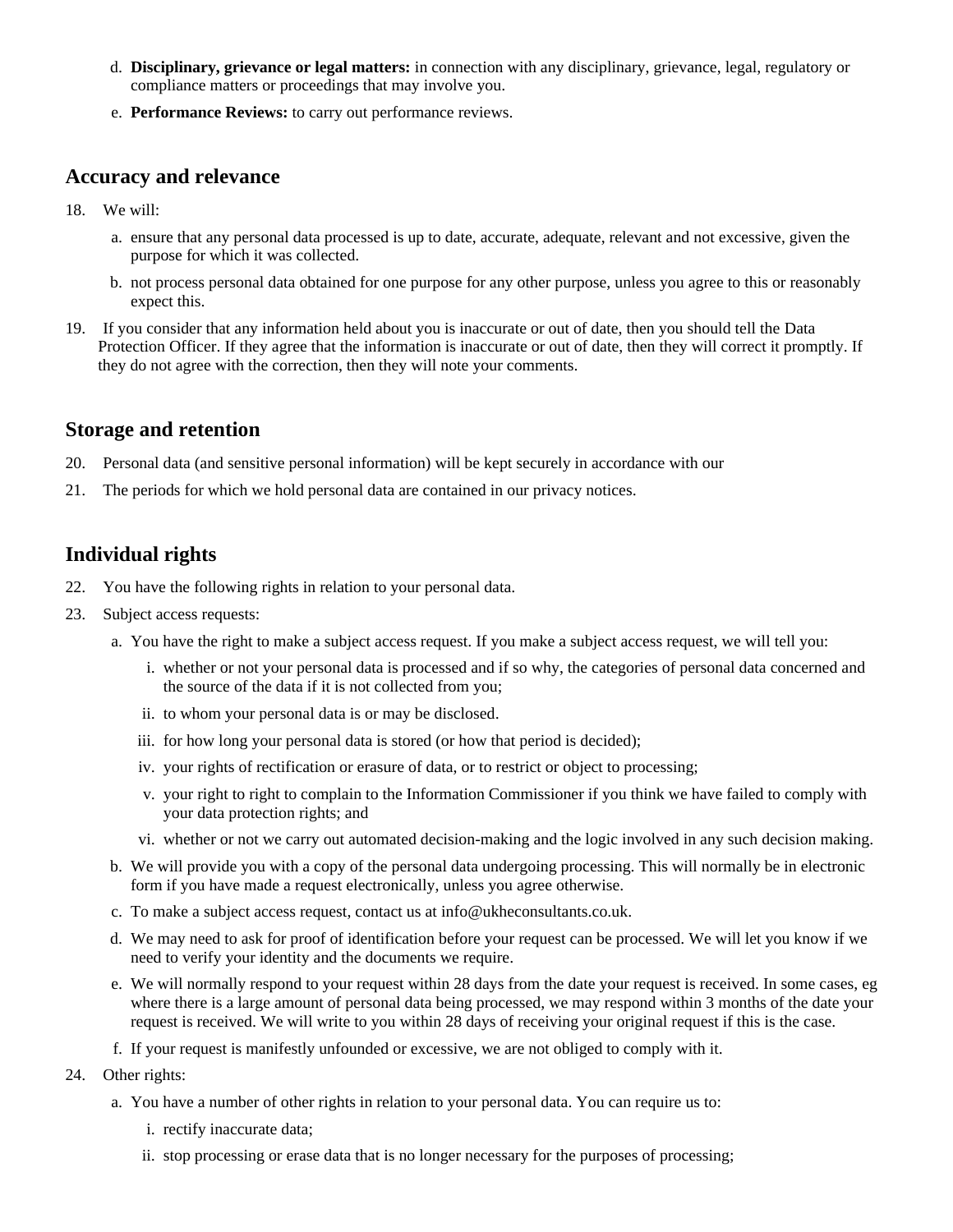d. **Disciplinary, grievance or legal matters:** in connection with any disciplinary, grievance, legal, regulatory or compliance matters or proceedings that may involve you.

e. **Performance Reviews:** to carry out performance reviews.

## Accuracy and relevance

18. We will:

    a. ensure that any personal data processed is up to date, accurate, adequate, relevant and not excessive, given the purpose for which it was collected.

    b. not process personal data obtained for one purpose for any other purpose, unless you agree to this or reasonably expect this.

19. If you consider that any information held about you is inaccurate or out of date, then you should tell the Data Protection Officer. If they agree that the information is inaccurate or out of date, then they will correct it promptly. If they do not agree with the correction, then they will note your comments.

## Storage and retention

20. Personal data (and sensitive personal information) will be kept securely in accordance with our

21. The periods for which we hold personal data are contained in our privacy notices.

## Individual rights

22. You have the following rights in relation to your personal data.

23. Subject access requests:

    a. You have the right to make a subject access request. If you make a subject access request, we will tell you:

        i. whether or not your personal data is processed and if so why, the categories of personal data concerned and the source of the data if it is not collected from you;

        ii. to whom your personal data is or may be disclosed.

        iii. for how long your personal data is stored (or how that period is decided);

        iv. your rights of rectification or erasure of data, or to restrict or object to processing;

        v. your right to right to complain to the Information Commissioner if you think we have failed to comply with your data protection rights; and

        vi. whether or not we carry out automated decision-making and the logic involved in any such decision making.

    b. We will provide you with a copy of the personal data undergoing processing. This will normally be in electronic form if you have made a request electronically, unless you agree otherwise.

    c. To make a subject access request, contact us at info@ukheconsultants.co.uk.

    d. We may need to ask for proof of identification before your request can be processed. We will let you know if we need to verify your identity and the documents we require.

    e. We will normally respond to your request within 28 days from the date your request is received. In some cases, eg where there is a large amount of personal data being processed, we may respond within 3 months of the date your request is received. We will write to you within 28 days of receiving your original request if this is the case.

    f. If your request is manifestly unfounded or excessive, we are not obliged to comply with it.

24. Other rights:

    a. You have a number of other rights in relation to your personal data. You can require us to:

        i. rectify inaccurate data;

        ii. stop processing or erase data that is no longer necessary for the purposes of processing;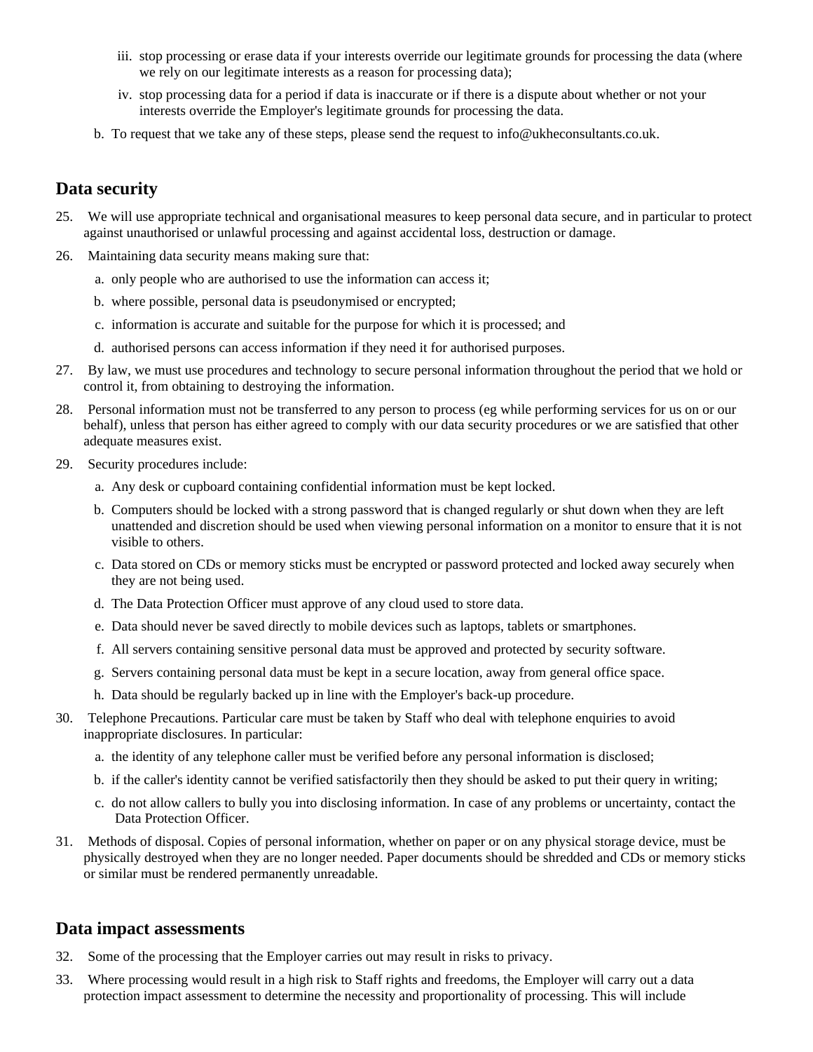iii. stop processing or erase data if your interests override our legitimate grounds for processing the data (where we rely on our legitimate interests as a reason for processing data);
    iv. stop processing data for a period if data is inaccurate or if there is a dispute about whether or not your interests override the Employer's legitimate grounds for processing the data.

  b. To request that we take any of these steps, please send the request to info@ukheconsultants.co.uk.

## Data security

25. We will use appropriate technical and organisational measures to keep personal data secure, and in particular to protect against unauthorised or unlawful processing and against accidental loss, destruction or damage.
26. Maintaining data security means making sure that:
    a. only people who are authorised to use the information can access it;
    b. where possible, personal data is pseudonymised or encrypted;
    c. information is accurate and suitable for the purpose for which it is processed; and
    d. authorised persons can access information if they need it for authorised purposes.
27. By law, we must use procedures and technology to secure personal information throughout the period that we hold or control it, from obtaining to destroying the information.
28. Personal information must not be transferred to any person to process (eg while performing services for us on or our behalf), unless that person has either agreed to comply with our data security procedures or we are satisfied that other adequate measures exist.
29. Security procedures include:
    a. Any desk or cupboard containing confidential information must be kept locked.
    b. Computers should be locked with a strong password that is changed regularly or shut down when they are left unattended and discretion should be used when viewing personal information on a monitor to ensure that it is not visible to others.
    c. Data stored on CDs or memory sticks must be encrypted or password protected and locked away securely when they are not being used.
    d. The Data Protection Officer must approve of any cloud used to store data.
    e. Data should never be saved directly to mobile devices such as laptops, tablets or smartphones.
    f. All servers containing sensitive personal data must be approved and protected by security software.
    g. Servers containing personal data must be kept in a secure location, away from general office space.
    h. Data should be regularly backed up in line with the Employer's back-up procedure.
30. Telephone Precautions. Particular care must be taken by Staff who deal with telephone enquiries to avoid inappropriate disclosures. In particular:
    a. the identity of any telephone caller must be verified before any personal information is disclosed;
    b. if the caller's identity cannot be verified satisfactorily then they should be asked to put their query in writing;
    c. do not allow callers to bully you into disclosing information. In case of any problems or uncertainty, contact the Data Protection Officer.
31. Methods of disposal. Copies of personal information, whether on paper or on any physical storage device, must be physically destroyed when they are no longer needed. Paper documents should be shredded and CDs or memory sticks or similar must be rendered permanently unreadable.

## Data impact assessments

32. Some of the processing that the Employer carries out may result in risks to privacy.
33. Where processing would result in a high risk to Staff rights and freedoms, the Employer will carry out a data protection impact assessment to determine the necessity and proportionality of processing. This will include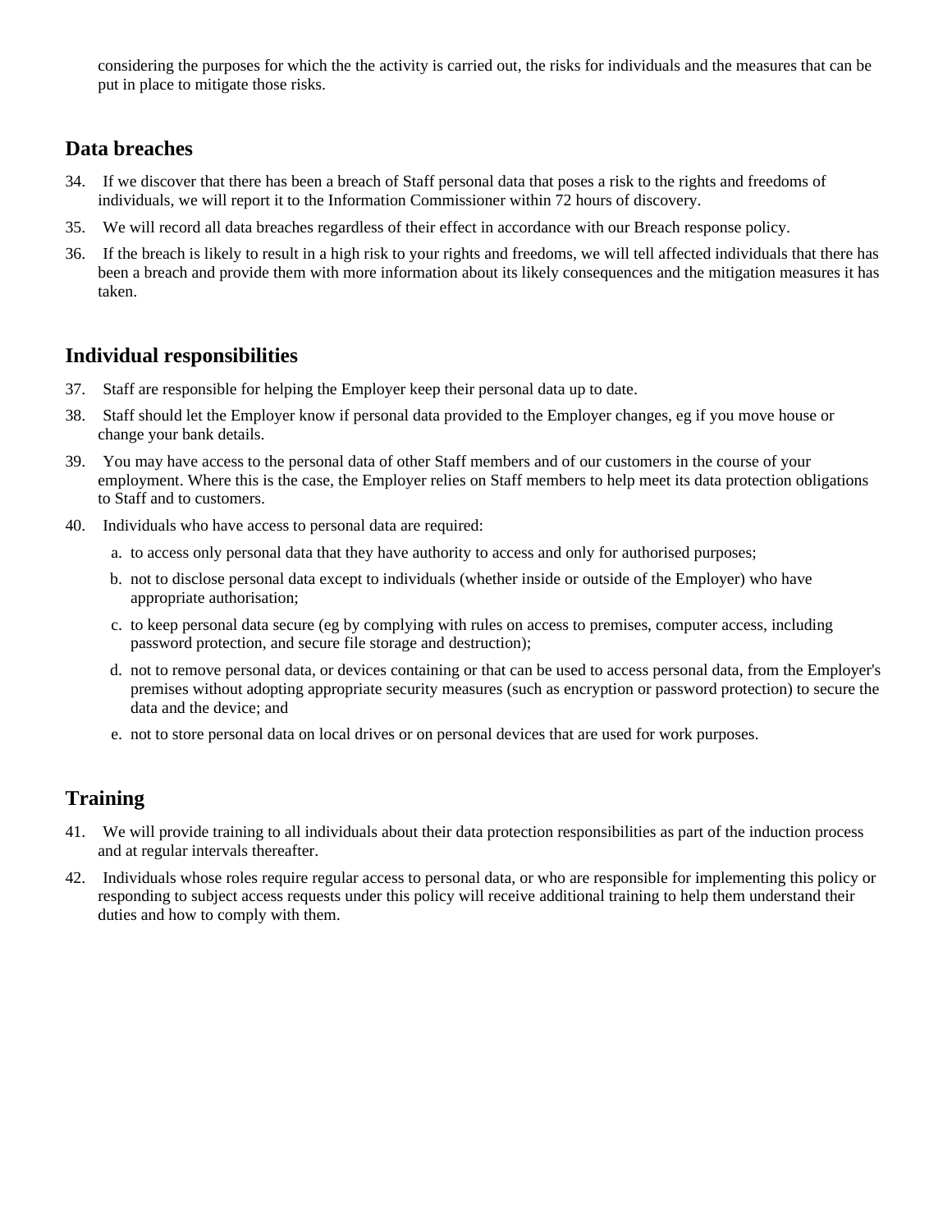considering the purposes for which the the activity is carried out, the risks for individuals and the measures that can be put in place to mitigate those risks.

## Data breaches

34. If we discover that there has been a breach of Staff personal data that poses a risk to the rights and freedoms of individuals, we will report it to the Information Commissioner within 72 hours of discovery.
35. We will record all data breaches regardless of their effect in accordance with our Breach response policy.
36. If the breach is likely to result in a high risk to your rights and freedoms, we will tell affected individuals that there has been a breach and provide them with more information about its likely consequences and the mitigation measures it has taken.

## Individual responsibilities

37. Staff are responsible for helping the Employer keep their personal data up to date.
38. Staff should let the Employer know if personal data provided to the Employer changes, eg if you move house or change your bank details.
39. You may have access to the personal data of other Staff members and of our customers in the course of your employment. Where this is the case, the Employer relies on Staff members to help meet its data protection obligations to Staff and to customers.
40. Individuals who have access to personal data are required:
    a. to access only personal data that they have authority to access and only for authorised purposes;
    b. not to disclose personal data except to individuals (whether inside or outside of the Employer) who have appropriate authorisation;
    c. to keep personal data secure (eg by complying with rules on access to premises, computer access, including password protection, and secure file storage and destruction);
    d. not to remove personal data, or devices containing or that can be used to access personal data, from the Employer's premises without adopting appropriate security measures (such as encryption or password protection) to secure the data and the device; and
    e. not to store personal data on local drives or on personal devices that are used for work purposes.

## Training

41. We will provide training to all individuals about their data protection responsibilities as part of the induction process and at regular intervals thereafter.
42. Individuals whose roles require regular access to personal data, or who are responsible for implementing this policy or responding to subject access requests under this policy will receive additional training to help them understand their duties and how to comply with them.